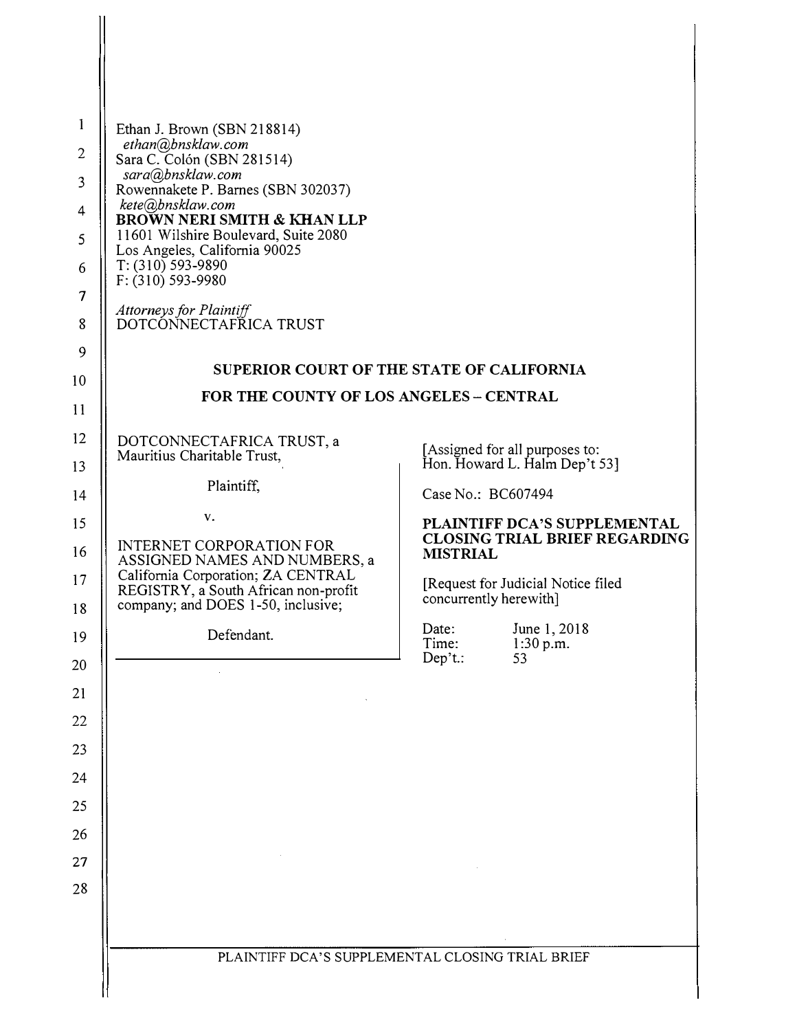Ethan J. Brown (SBN 218814)
*ethan@bnsklaw.com*
Sara C. Colón (SBN 281514)
*sara@bnsklaw.com*
Rowennakete P. Barnes (SBN 302037)
*kete@bnsklaw.com*
**BROWN NERI SMITH & KHAN LLP**
11601 Wilshire Boulevard, Suite 2080
Los Angeles, California 90025
T: (310) 593-9890
F: (310) 593-9980

*Attorneys for Plaintiff*
DOTCONNECTAFRICA TRUST

**SUPERIOR COURT OF THE STATE OF CALIFORNIA**

**FOR THE COUNTY OF LOS ANGELES – CENTRAL**

DOTCONNECTAFRICA TRUST, a Mauritius Charitable Trust,

Plaintiff,

v.

INTERNET CORPORATION FOR ASSIGNED NAMES AND NUMBERS, a California Corporation; ZA CENTRAL REGISTRY, a South African non-profit company; and DOES 1-50, inclusive;

Defendant.

[Assigned for all purposes to: Hon. Howard L. Halm Dep't 53]

Case No.: BC607494

**PLAINTIFF DCA'S SUPPLEMENTAL CLOSING TRIAL BRIEF REGARDING MISTRIAL**

[Request for Judicial Notice filed concurrently herewith]

| | |
|---|---|
| Date: | June 1, 2018 |
| Time: | 1:30 p.m. |
| Dep't.: | 53 |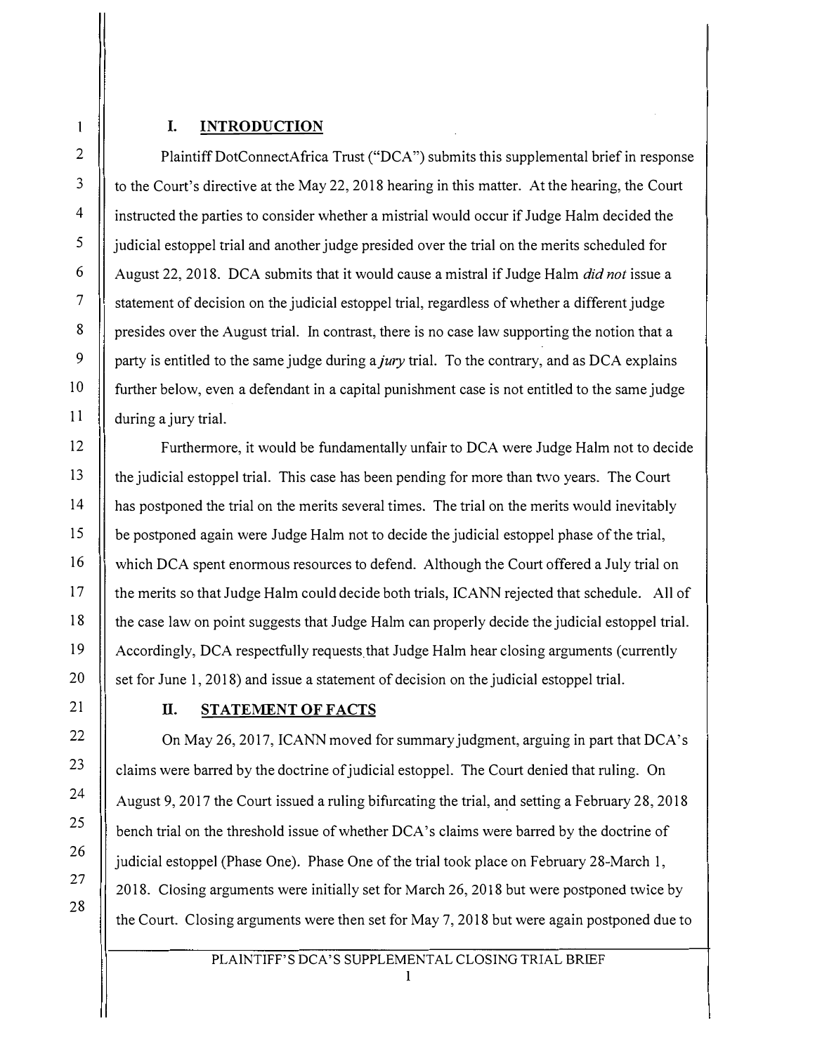## I. INTRODUCTION

Plaintiff DotConnectAfrica Trust ("DCA") submits this supplemental brief in response to the Court's directive at the May 22, 2018 hearing in this matter. At the hearing, the Court instructed the parties to consider whether a mistrial would occur if Judge Halm decided the judicial estoppel trial and another judge presided over the trial on the merits scheduled for August 22, 2018. DCA submits that it would cause a mistral if Judge Halm *did not* issue a statement of decision on the judicial estoppel trial, regardless of whether a different judge presides over the August trial. In contrast, there is no case law supporting the notion that a party is entitled to the same judge during a *jury* trial. To the contrary, and as DCA explains further below, even a defendant in a capital punishment case is not entitled to the same judge during a jury trial.

Furthermore, it would be fundamentally unfair to DCA were Judge Halm not to decide the judicial estoppel trial. This case has been pending for more than two years. The Court has postponed the trial on the merits several times. The trial on the merits would inevitably be postponed again were Judge Halm not to decide the judicial estoppel phase of the trial, which DCA spent enormous resources to defend. Although the Court offered a July trial on the merits so that Judge Halm could decide both trials, ICANN rejected that schedule. All of the case law on point suggests that Judge Halm can properly decide the judicial estoppel trial. Accordingly, DCA respectfully requests that Judge Halm hear closing arguments (currently set for June 1, 2018) and issue a statement of decision on the judicial estoppel trial.

## II. STATEMENT OF FACTS

On May 26, 2017, ICANN moved for summary judgment, arguing in part that DCA's claims were barred by the doctrine of judicial estoppel. The Court denied that ruling. On August 9, 2017 the Court issued a ruling bifurcating the trial, and setting a February 28, 2018 bench trial on the threshold issue of whether DCA's claims were barred by the doctrine of judicial estoppel (Phase One). Phase One of the trial took place on February 28-March 1, 2018. Closing arguments were initially set for March 26, 2018 but were postponed twice by the Court. Closing arguments were then set for May 7, 2018 but were again postponed due to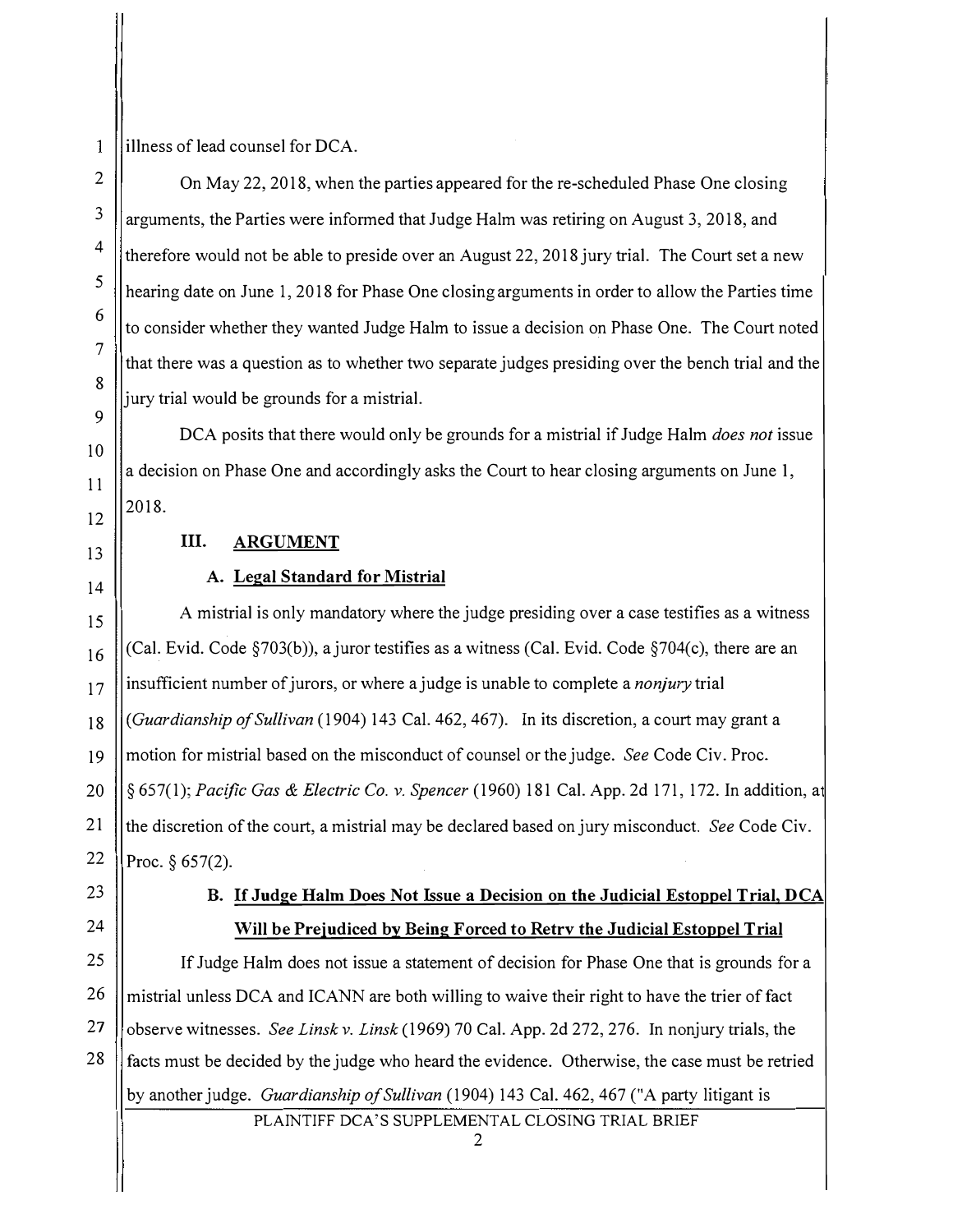illness of lead counsel for DCA.

On May 22, 2018, when the parties appeared for the re-scheduled Phase One closing arguments, the Parties were informed that Judge Halm was retiring on August 3, 2018, and therefore would not be able to preside over an August 22, 2018 jury trial. The Court set a new hearing date on June 1, 2018 for Phase One closing arguments in order to allow the Parties time to consider whether they wanted Judge Halm to issue a decision on Phase One. The Court noted that there was a question as to whether two separate judges presiding over the bench trial and the jury trial would be grounds for a mistrial.

DCA posits that there would only be grounds for a mistrial if Judge Halm *does not* issue a decision on Phase One and accordingly asks the Court to hear closing arguments on June 1, 2018.

## III. ARGUMENT

### A. Legal Standard for Mistrial

A mistrial is only mandatory where the judge presiding over a case testifies as a witness (Cal. Evid. Code §703(b)), a juror testifies as a witness (Cal. Evid. Code §704(c), there are an insufficient number of jurors, or where a judge is unable to complete a *nonjury* trial (*Guardianship of Sullivan* (1904) 143 Cal. 462, 467). In its discretion, a court may grant a motion for mistrial based on the misconduct of counsel or the judge. *See* Code Civ. Proc. § 657(1); *Pacific Gas & Electric Co. v. Spencer* (1960) 181 Cal. App. 2d 171, 172. In addition, at the discretion of the court, a mistrial may be declared based on jury misconduct. *See* Code Civ. Proc. § 657(2).

### B. If Judge Halm Does Not Issue a Decision on the Judicial Estoppel Trial, DCA Will be Prejudiced by Being Forced to Retry the Judicial Estoppel Trial

If Judge Halm does not issue a statement of decision for Phase One that is grounds for a mistrial unless DCA and ICANN are both willing to waive their right to have the trier of fact observe witnesses. *See Linsk v. Linsk* (1969) 70 Cal. App. 2d 272, 276. In nonjury trials, the facts must be decided by the judge who heard the evidence. Otherwise, the case must be retried by another judge. *Guardianship of Sullivan* (1904) 143 Cal. 462, 467 ("A party litigant is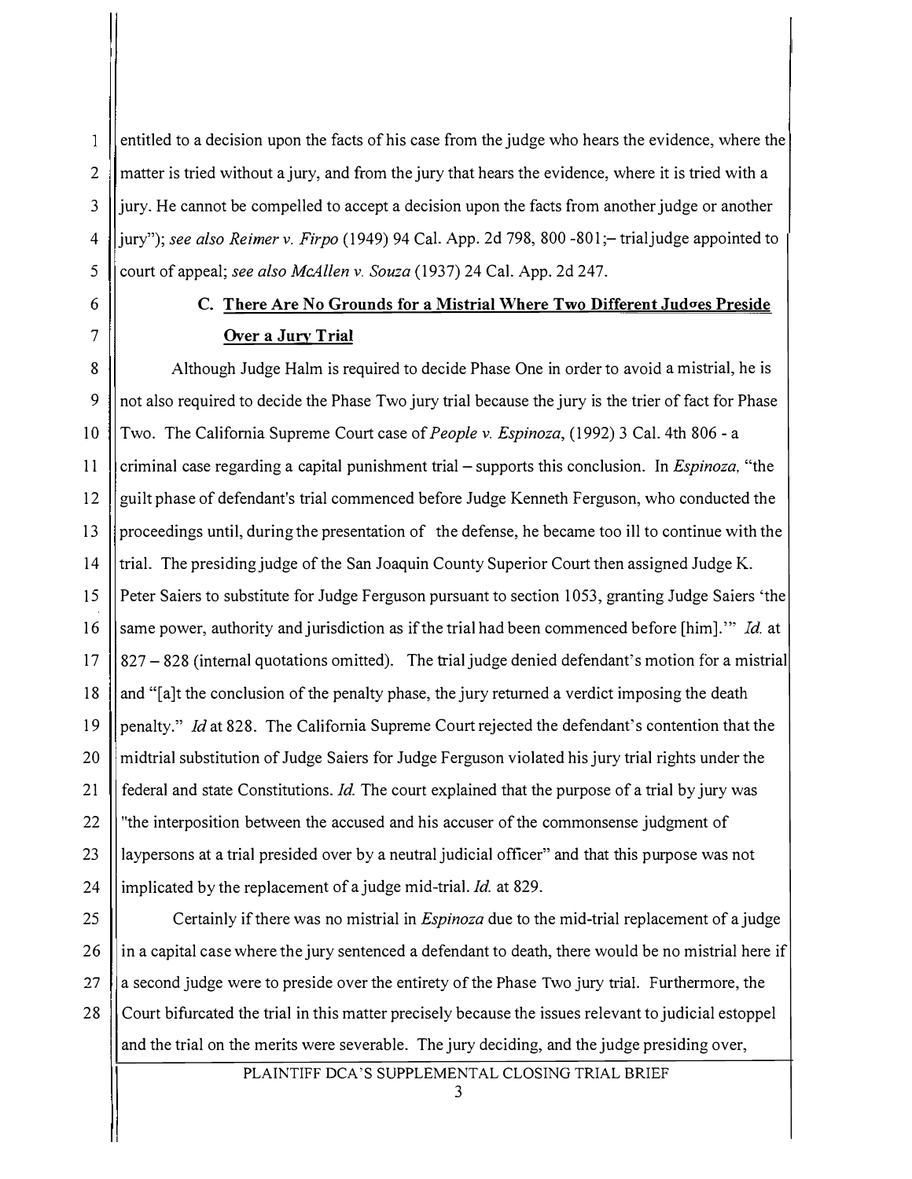entitled to a decision upon the facts of his case from the judge who hears the evidence, where the matter is tried without a jury, and from the jury that hears the evidence, where it is tried with a jury. He cannot be compelled to accept a decision upon the facts from another judge or another jury"); *see also Reimer v. Firpo* (1949) 94 Cal. App. 2d 798, 800 -801;– trial judge appointed to court of appeal; *see also McAllen v. Souza* (1937) 24 Cal. App. 2d 247.

### C. **There Are No Grounds for a Mistrial Where Two Different Judges Preside Over a Jury Trial**

Although Judge Halm is required to decide Phase One in order to avoid a mistrial, he is not also required to decide the Phase Two jury trial because the jury is the trier of fact for Phase Two. The California Supreme Court case of *People v. Espinoza*, (1992) 3 Cal. 4th 806 - a criminal case regarding a capital punishment trial – supports this conclusion. In *Espinoza,* "the guilt phase of defendant's trial commenced before Judge Kenneth Ferguson, who conducted the proceedings until, during the presentation of the defense, he became too ill to continue with the trial. The presiding judge of the San Joaquin County Superior Court then assigned Judge K. Peter Saiers to substitute for Judge Ferguson pursuant to section 1053, granting Judge Saiers 'the same power, authority and jurisdiction as if the trial had been commenced before [him].'" *Id.* at 827 – 828 (internal quotations omitted). The trial judge denied defendant's motion for a mistrial and "[a]t the conclusion of the penalty phase, the jury returned a verdict imposing the death penalty." *Id* at 828. The California Supreme Court rejected the defendant's contention that the midtrial substitution of Judge Saiers for Judge Ferguson violated his jury trial rights under the federal and state Constitutions. *Id.* The court explained that the purpose of a trial by jury was "the interposition between the accused and his accuser of the commonsense judgment of laypersons at a trial presided over by a neutral judicial officer" and that this purpose was not implicated by the replacement of a judge mid-trial. *Id.* at 829.

Certainly if there was no mistrial in *Espinoza* due to the mid-trial replacement of a judge in a capital case where the jury sentenced a defendant to death, there would be no mistrial here if a second judge were to preside over the entirety of the Phase Two jury trial. Furthermore, the Court bifurcated the trial in this matter precisely because the issues relevant to judicial estoppel and the trial on the merits were severable. The jury deciding, and the judge presiding over,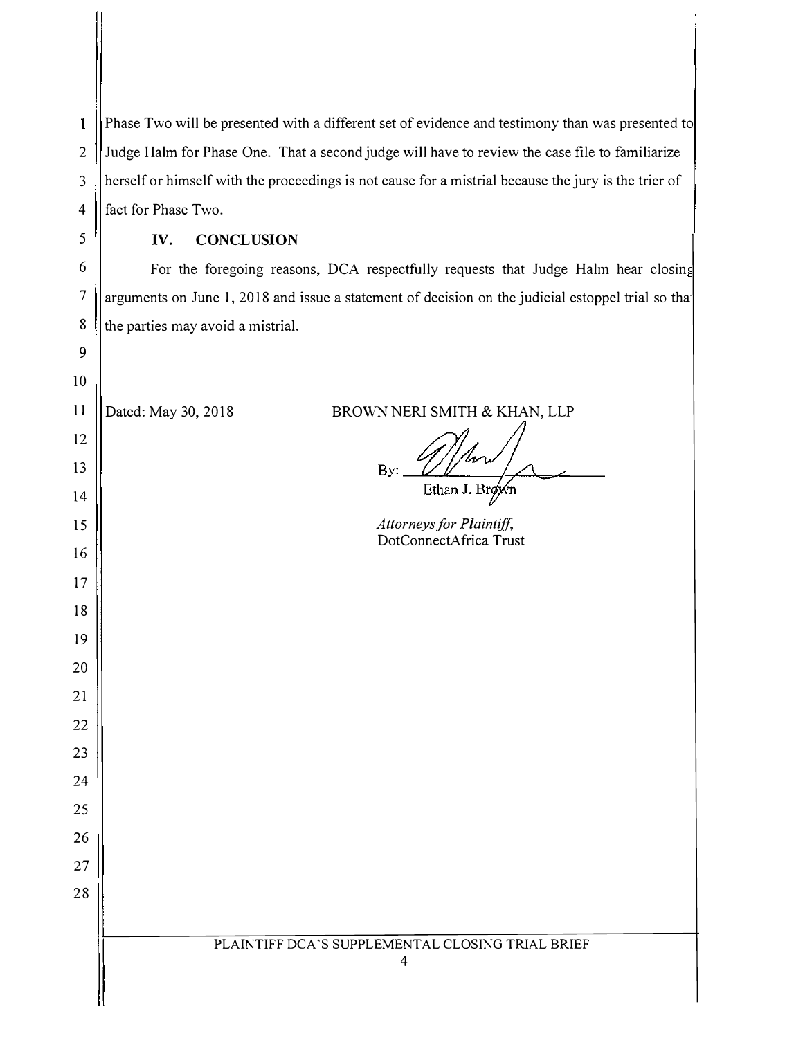Phase Two will be presented with a different set of evidence and testimony than was presented to Judge Halm for Phase One. That a second judge will have to review the case file to familiarize herself or himself with the proceedings is not cause for a mistrial because the jury is the trier of fact for Phase Two.

## IV. CONCLUSION

For the foregoing reasons, DCA respectfully requests that Judge Halm hear closing arguments on June 1, 2018 and issue a statement of decision on the judicial estoppel trial so that the parties may avoid a mistrial.

Dated: May 30, 2018

BROWN NERI SMITH & KHAN, LLP

By: ____________________
Ethan J. Brown

*Attorneys for Plaintiff,*
DotConnectAfrica Trust

PLAINTIFF DCA'S SUPPLEMENTAL CLOSING TRIAL BRIEF